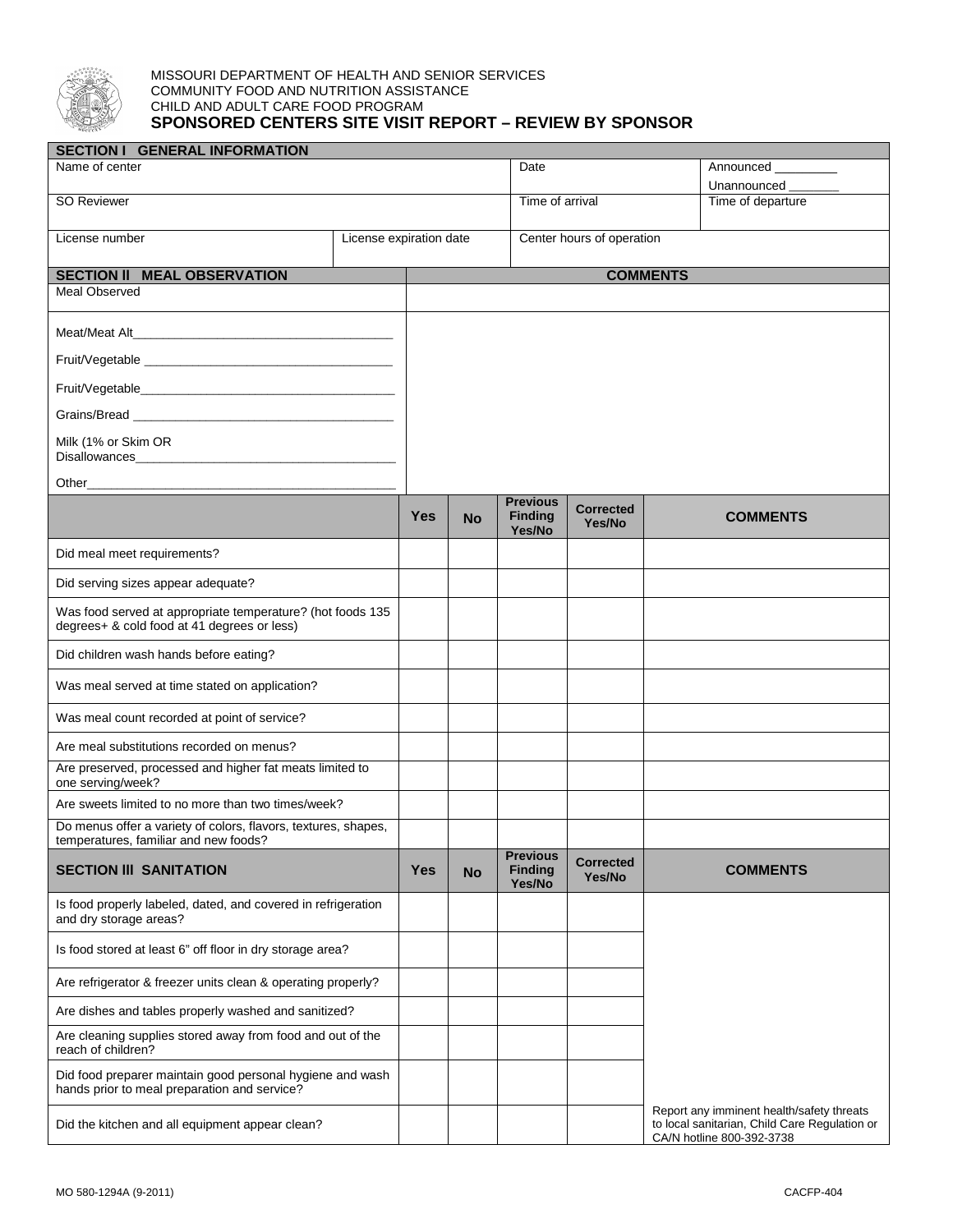MISSOURI DEPARTMENT OF HEALTH AND SENIOR SERVICES
COMMUNITY FOOD AND NUTRITION ASSISTANCE
CHILD AND ADULT CARE FOOD PROGRAM

# SPONSORED CENTERS SITE VISIT REPORT – REVIEW BY SPONSOR

| SECTION I GENERAL INFORMATION | | | |
|---|---|---|---|
| Name of center | | Date | Announced _________ Unannounced _______ |
| SO Reviewer | | Time of arrival | Time of departure |
| License number | License expiration date | Center hours of operation | |

| SECTION II MEAL OBSERVATION | COMMENTS |
|---|---|
| Meal Observed | |
| Meat/Meat Alt______________________________________ Fruit/Vegetable ____________________________________ Fruit/Vegetable_____________________________________ Grains/Bread _______________________________________ Milk (1% or Skim OR Disallowances_______________________________________ Other_____________________________________________ | |

| | Yes | No | Previous Finding Yes/No | Corrected Yes/No | COMMENTS |
|---|---|---|---|---|---|
| Did meal meet requirements? | | | | | |
| Did serving sizes appear adequate? | | | | | |
| Was food served at appropriate temperature? (hot foods 135 degrees+ & cold food at 41 degrees or less) | | | | | |
| Did children wash hands before eating? | | | | | |
| Was meal served at time stated on application? | | | | | |
| Was meal count recorded at point of service? | | | | | |
| Are meal substitutions recorded on menus? | | | | | |
| Are preserved, processed and higher fat meats limited to one serving/week? | | | | | |
| Are sweets limited to no more than two times/week? | | | | | |
| Do menus offer a variety of colors, flavors, textures, shapes, temperatures, familiar and new foods? | | | | | |

| SECTION III SANITATION | Yes | No | Previous Finding Yes/No | Corrected Yes/No | COMMENTS |
|---|---|---|---|---|---|
| Is food properly labeled, dated, and covered in refrigeration and dry storage areas? | | | | | |
| Is food stored at least 6" off floor in dry storage area? | | | | | |
| Are refrigerator & freezer units clean & operating properly? | | | | | |
| Are dishes and tables properly washed and sanitized? | | | | | |
| Are cleaning supplies stored away from food and out of the reach of children? | | | | | |
| Did food preparer maintain good personal hygiene and wash hands prior to meal preparation and service? | | | | | |
| Did the kitchen and all equipment appear clean? | | | | | Report any imminent health/safety threats to local sanitarian, Child Care Regulation or CA/N hotline 800-392-3738 |

MO 580-1294A (9-2011) CACFP-404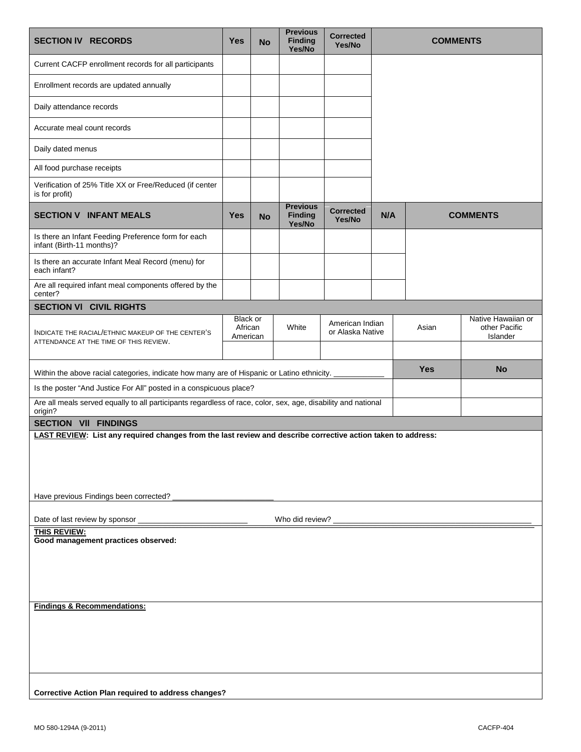| SECTION IV RECORDS | Yes | No | Previous Finding Yes/No | Corrected Yes/No | COMMENTS |
|---|---|---|---|---|---|
| Current CACFP enrollment records for all participants | | | | | |
| Enrollment records are updated annually | | | | | |
| Daily attendance records | | | | | |
| Accurate meal count records | | | | | |
| Daily dated menus | | | | | |
| All food purchase receipts | | | | | |
| Verification of 25% Title XX or Free/Reduced (if center is for profit) | | | | | |

| SECTION V INFANT MEALS | Yes | No | Previous Finding Yes/No | Corrected Yes/No | N/A | COMMENTS |
|---|---|---|---|---|---|---|
| Is there an Infant Feeding Preference form for each infant (Birth-11 months)? | | | | | | |
| Is there an accurate Infant Meal Record (menu) for each infant? | | | | | | |
| Are all required infant meal components offered by the center? | | | | | | |

## SECTION VI CIVIL RIGHTS

| INDICATE THE RACIAL/ETHNIC MAKEUP OF THE CENTER'S ATTENDANCE AT THE TIME OF THIS REVIEW. | Black or African American | White | American Indian or Alaska Native | Asian | Native Hawaiian or other Pacific Islander |
|---|---|---|---|---|---|
| | | | | | |

| | Yes | No |
|---|---|---|
| Within the above racial categories, indicate how many are of Hispanic or Latino ethnicity. ___________ | | |
| Is the poster "And Justice For All" posted in a conspicuous place? | | |
| Are all meals served equally to all participants regardless of race, color, sex, age, disability and national origin? | | |

## SECTION VII FINDINGS

**LAST REVIEW: List any required changes from the last review and describe corrective action taken to address:**

Have previous Findings been corrected? ________________________

Date of last review by sponsor __________________________ Who did review? ________________________________________________

**THIS REVIEW:**

**Good management practices observed:**

**Findings & Recommendations:**

**Corrective Action Plan required to address changes?**

MO 580-1294A (9-2011) CACFP-404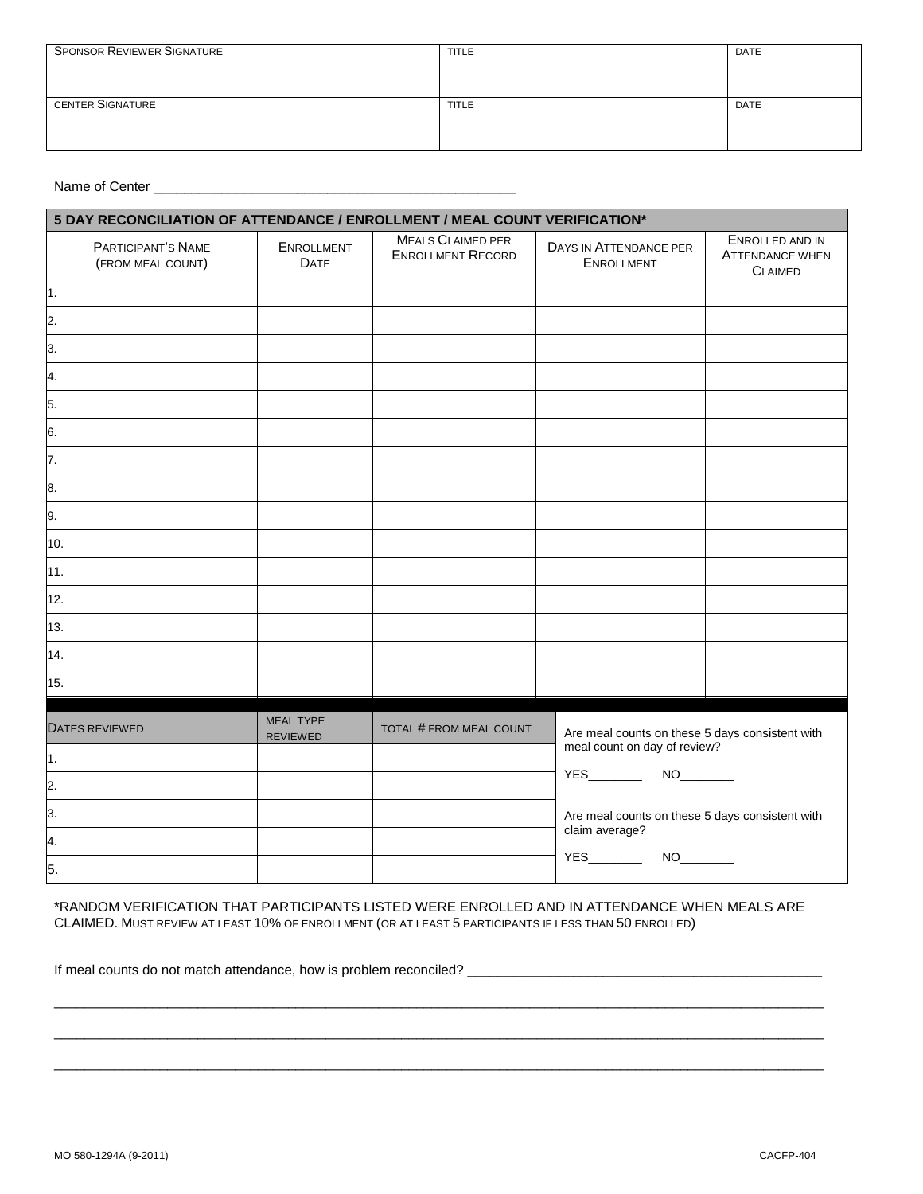| Sponsor Reviewer Signature | Title | Date |
|---|---|---|
| | | |
| **Center Signature** | **Title** | **Date** |
| | | |

Name of Center ______________________________________________

| 5 DAY RECONCILIATION OF ATTENDANCE / ENROLLMENT / MEAL COUNT VERIFICATION* | | | | |
|---|---|---|---|---|
| Participant's Name (from meal count) | Enrollment Date | Meals Claimed per Enrollment Record | Days in Attendance per Enrollment | Enrolled and in Attendance when Claimed |
| 1. | | | | |
| 2. | | | | |
| 3. | | | | |
| 4. | | | | |
| 5. | | | | |
| 6. | | | | |
| 7. | | | | |
| 8. | | | | |
| 9. | | | | |
| 10. | | | | |
| 11. | | | | |
| 12. | | | | |
| 13. | | | | |
| 14. | | | | |
| 15. | | | | |

| Dates Reviewed | Meal Type Reviewed | Total # from Meal Count |
|---|---|---|
| 1. | | |
| 2. | | |
| 3. | | |
| 4. | | |
| 5. | | |

Are meal counts on these 5 days consistent with meal count on day of review?

YES________ NO________

Are meal counts on these 5 days consistent with claim average?

YES________ NO________

*RANDOM VERIFICATION THAT PARTICIPANTS LISTED WERE ENROLLED AND IN ATTENDANCE WHEN MEALS ARE CLAIMED. MUST REVIEW AT LEAST 10% OF ENROLLMENT (OR AT LEAST 5 PARTICIPANTS IF LESS THAN 50 ENROLLED)

If meal counts do not match attendance, how is problem reconciled? ______________________________________________

______________________________________________________________________________________________

______________________________________________________________________________________________

______________________________________________________________________________________________

MO 580-1294A (9-2011) CACFP-404